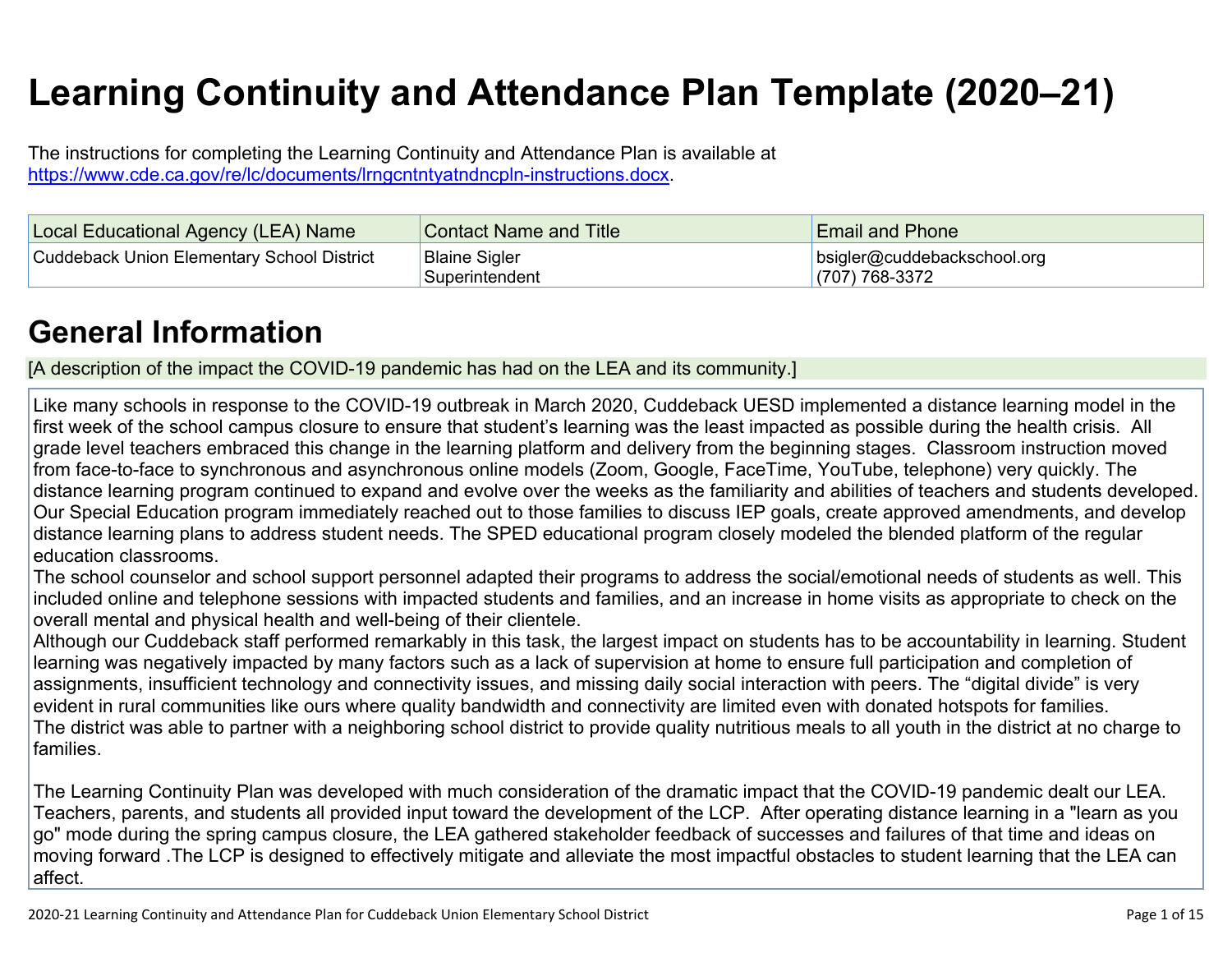# Learning Continuity and Attendance Plan Template (2020–21)

The instructions for completing the Learning Continuity and Attendance Plan is available at https://www.cde.ca.gov/re/lc/documents/lrngcntntyatndncpln-instructions.docx.

| Local Educational Agency (LEA) Name | Contact Name and Title | Email and Phone |
|---|---|---|
| Cuddeback Union Elementary School District | Blaine Sigler<br>Superintendent | bsigler@cuddebackschool.org<br>(707) 768-3372 |

## General Information

[A description of the impact the COVID-19 pandemic has had on the LEA and its community.]

Like many schools in response to the COVID-19 outbreak in March 2020, Cuddeback UESD implemented a distance learning model in the first week of the school campus closure to ensure that student's learning was the least impacted as possible during the health crisis. All grade level teachers embraced this change in the learning platform and delivery from the beginning stages. Classroom instruction moved from face-to-face to synchronous and asynchronous online models (Zoom, Google, FaceTime, YouTube, telephone) very quickly. The distance learning program continued to expand and evolve over the weeks as the familiarity and abilities of teachers and students developed. Our Special Education program immediately reached out to those families to discuss IEP goals, create approved amendments, and develop distance learning plans to address student needs. The SPED educational program closely modeled the blended platform of the regular education classrooms.
The school counselor and school support personnel adapted their programs to address the social/emotional needs of students as well. This included online and telephone sessions with impacted students and families, and an increase in home visits as appropriate to check on the overall mental and physical health and well-being of their clientele.
Although our Cuddeback staff performed remarkably in this task, the largest impact on students has to be accountability in learning. Student learning was negatively impacted by many factors such as a lack of supervision at home to ensure full participation and completion of assignments, insufficient technology and connectivity issues, and missing daily social interaction with peers. The "digital divide" is very evident in rural communities like ours where quality bandwidth and connectivity are limited even with donated hotspots for families.
The district was able to partner with a neighboring school district to provide quality nutritious meals to all youth in the district at no charge to families.

The Learning Continuity Plan was developed with much consideration of the dramatic impact that the COVID-19 pandemic dealt our LEA. Teachers, parents, and students all provided input toward the development of the LCP. After operating distance learning in a "learn as you go" mode during the spring campus closure, the LEA gathered stakeholder feedback of successes and failures of that time and ideas on moving forward .The LCP is designed to effectively mitigate and alleviate the most impactful obstacles to student learning that the LEA can affect.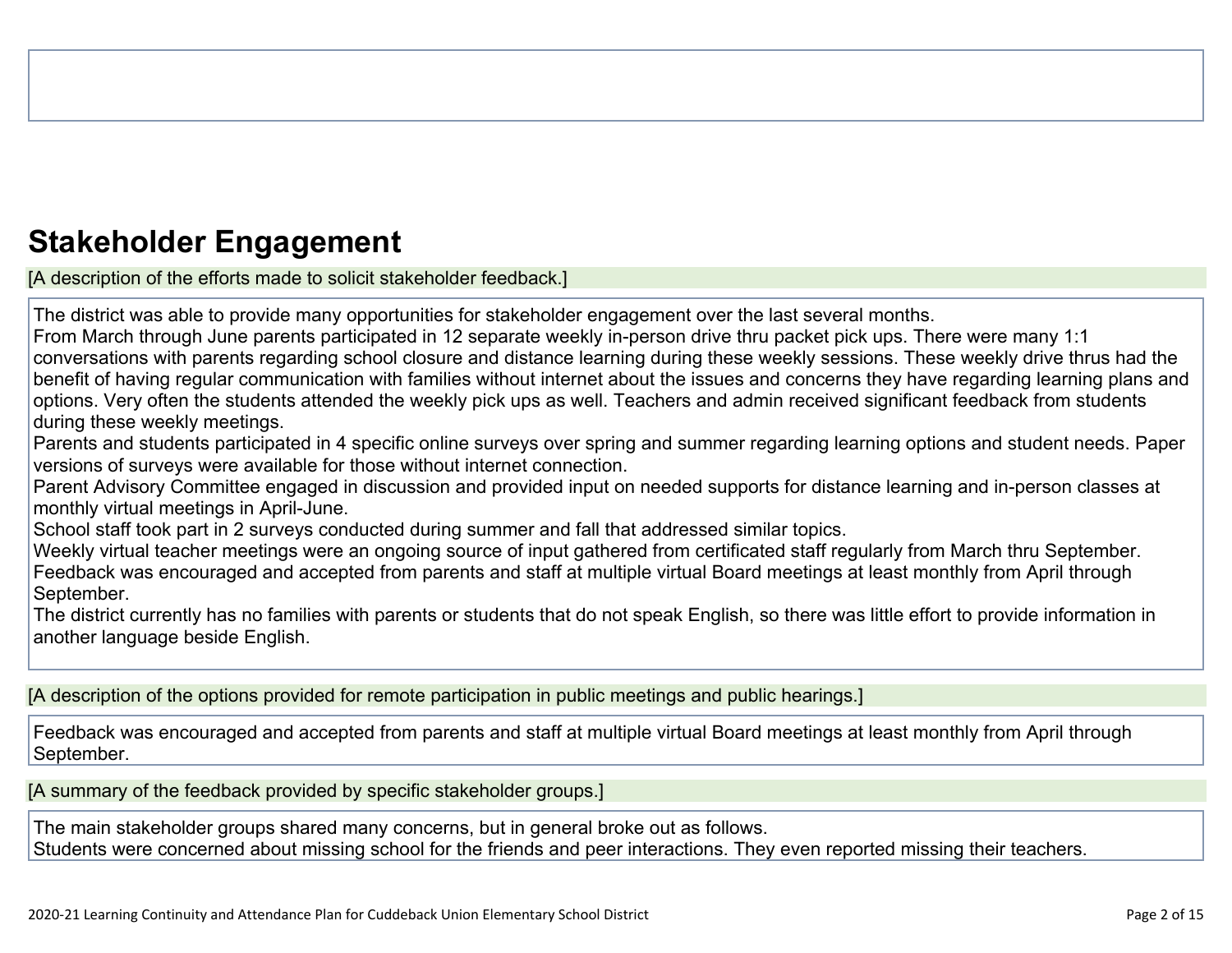## Stakeholder Engagement

[A description of the efforts made to solicit stakeholder feedback.]

The district was able to provide many opportunities for stakeholder engagement over the last several months.
From March through June parents participated in 12 separate weekly in-person drive thru packet pick ups. There were many 1:1 conversations with parents regarding school closure and distance learning during these weekly sessions. These weekly drive thrus had the benefit of having regular communication with families without internet about the issues and concerns they have regarding learning plans and options. Very often the students attended the weekly pick ups as well. Teachers and admin received significant feedback from students during these weekly meetings.
Parents and students participated in 4 specific online surveys over spring and summer regarding learning options and student needs. Paper versions of surveys were available for those without internet connection.
Parent Advisory Committee engaged in discussion and provided input on needed supports for distance learning and in-person classes at monthly virtual meetings in April-June.
School staff took part in 2 surveys conducted during summer and fall that addressed similar topics.
Weekly virtual teacher meetings were an ongoing source of input gathered from certificated staff regularly from March thru September.
Feedback was encouraged and accepted from parents and staff at multiple virtual Board meetings at least monthly from April through September.
The district currently has no families with parents or students that do not speak English, so there was little effort to provide information in another language beside English.

[A description of the options provided for remote participation in public meetings and public hearings.]

Feedback was encouraged and accepted from parents and staff at multiple virtual Board meetings at least monthly from April through September.

[A summary of the feedback provided by specific stakeholder groups.]

The main stakeholder groups shared many concerns, but in general broke out as follows.
Students were concerned about missing school for the friends and peer interactions. They even reported missing their teachers.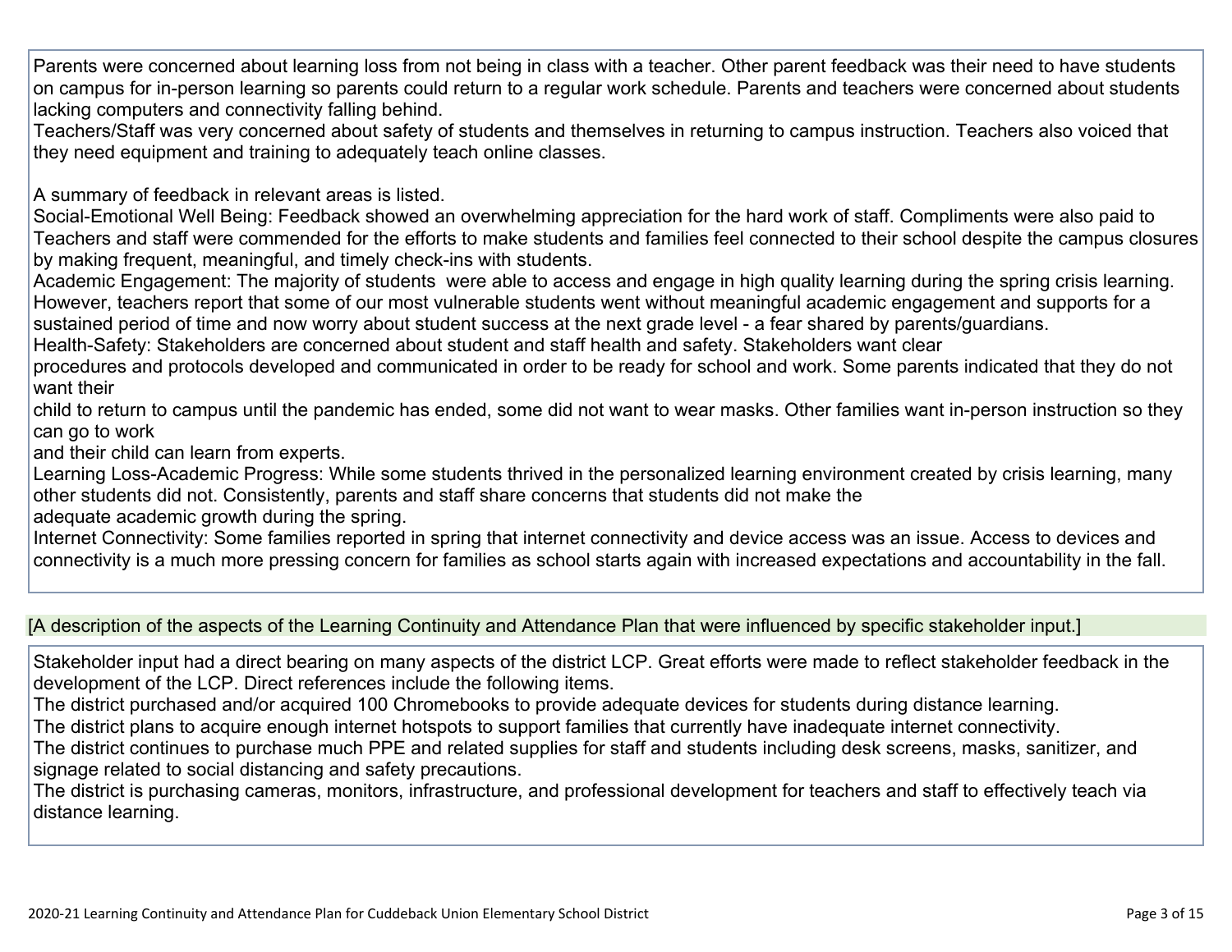Parents were concerned about learning loss from not being in class with a teacher. Other parent feedback was their need to have students on campus for in-person learning so parents could return to a regular work schedule. Parents and teachers were concerned about students lacking computers and connectivity falling behind.
Teachers/Staff was very concerned about safety of students and themselves in returning to campus instruction. Teachers also voiced that they need equipment and training to adequately teach online classes.

A summary of feedback in relevant areas is listed.
Social-Emotional Well Being: Feedback showed an overwhelming appreciation for the hard work of staff. Compliments were also paid to Teachers and staff were commended for the efforts to make students and families feel connected to their school despite the campus closures by making frequent, meaningful, and timely check-ins with students.
Academic Engagement: The majority of students were able to access and engage in high quality learning during the spring crisis learning. However, teachers report that some of our most vulnerable students went without meaningful academic engagement and supports for a sustained period of time and now worry about student success at the next grade level - a fear shared by parents/guardians.
Health-Safety: Stakeholders are concerned about student and staff health and safety. Stakeholders want clear
procedures and protocols developed and communicated in order to be ready for school and work. Some parents indicated that they do not want their
child to return to campus until the pandemic has ended, some did not want to wear masks. Other families want in-person instruction so they can go to work
and their child can learn from experts.
Learning Loss-Academic Progress: While some students thrived in the personalized learning environment created by crisis learning, many other students did not. Consistently, parents and staff share concerns that students did not make the
adequate academic growth during the spring.
Internet Connectivity: Some families reported in spring that internet connectivity and device access was an issue. Access to devices and connectivity is a much more pressing concern for families as school starts again with increased expectations and accountability in the fall.

[A description of the aspects of the Learning Continuity and Attendance Plan that were influenced by specific stakeholder input.]

Stakeholder input had a direct bearing on many aspects of the district LCP. Great efforts were made to reflect stakeholder feedback in the development of the LCP. Direct references include the following items.
The district purchased and/or acquired 100 Chromebooks to provide adequate devices for students during distance learning.
The district plans to acquire enough internet hotspots to support families that currently have inadequate internet connectivity.
The district continues to purchase much PPE and related supplies for staff and students including desk screens, masks, sanitizer, and signage related to social distancing and safety precautions.
The district is purchasing cameras, monitors, infrastructure, and professional development for teachers and staff to effectively teach via distance learning.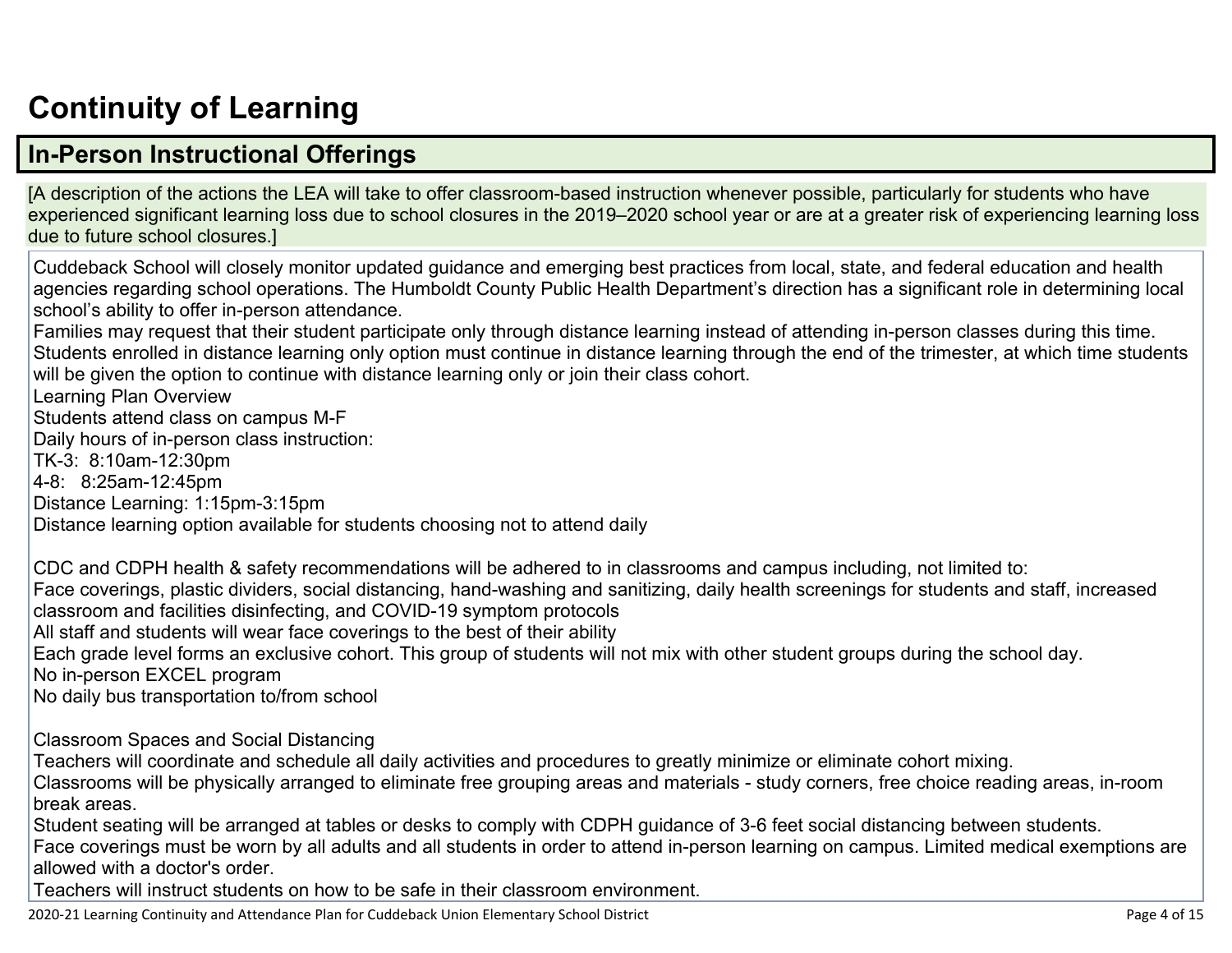# Continuity of Learning

## In-Person Instructional Offerings

[A description of the actions the LEA will take to offer classroom-based instruction whenever possible, particularly for students who have experienced significant learning loss due to school closures in the 2019–2020 school year or are at a greater risk of experiencing learning loss due to future school closures.]

Cuddeback School will closely monitor updated guidance and emerging best practices from local, state, and federal education and health agencies regarding school operations. The Humboldt County Public Health Department's direction has a significant role in determining local school's ability to offer in-person attendance.
Families may request that their student participate only through distance learning instead of attending in-person classes during this time. Students enrolled in distance learning only option must continue in distance learning through the end of the trimester, at which time students will be given the option to continue with distance learning only or join their class cohort.
Learning Plan Overview
Students attend class on campus M-F
Daily hours of in-person class instruction:
TK-3: 8:10am-12:30pm
4-8: 8:25am-12:45pm
Distance Learning: 1:15pm-3:15pm
Distance learning option available for students choosing not to attend daily

CDC and CDPH health & safety recommendations will be adhered to in classrooms and campus including, not limited to:
Face coverings, plastic dividers, social distancing, hand-washing and sanitizing, daily health screenings for students and staff, increased classroom and facilities disinfecting, and COVID-19 symptom protocols
All staff and students will wear face coverings to the best of their ability
Each grade level forms an exclusive cohort. This group of students will not mix with other student groups during the school day.
No in-person EXCEL program
No daily bus transportation to/from school

Classroom Spaces and Social Distancing
Teachers will coordinate and schedule all daily activities and procedures to greatly minimize or eliminate cohort mixing.
Classrooms will be physically arranged to eliminate free grouping areas and materials - study corners, free choice reading areas, in-room break areas.
Student seating will be arranged at tables or desks to comply with CDPH guidance of 3-6 feet social distancing between students.
Face coverings must be worn by all adults and all students in order to attend in-person learning on campus. Limited medical exemptions are allowed with a doctor's order.
Teachers will instruct students on how to be safe in their classroom environment.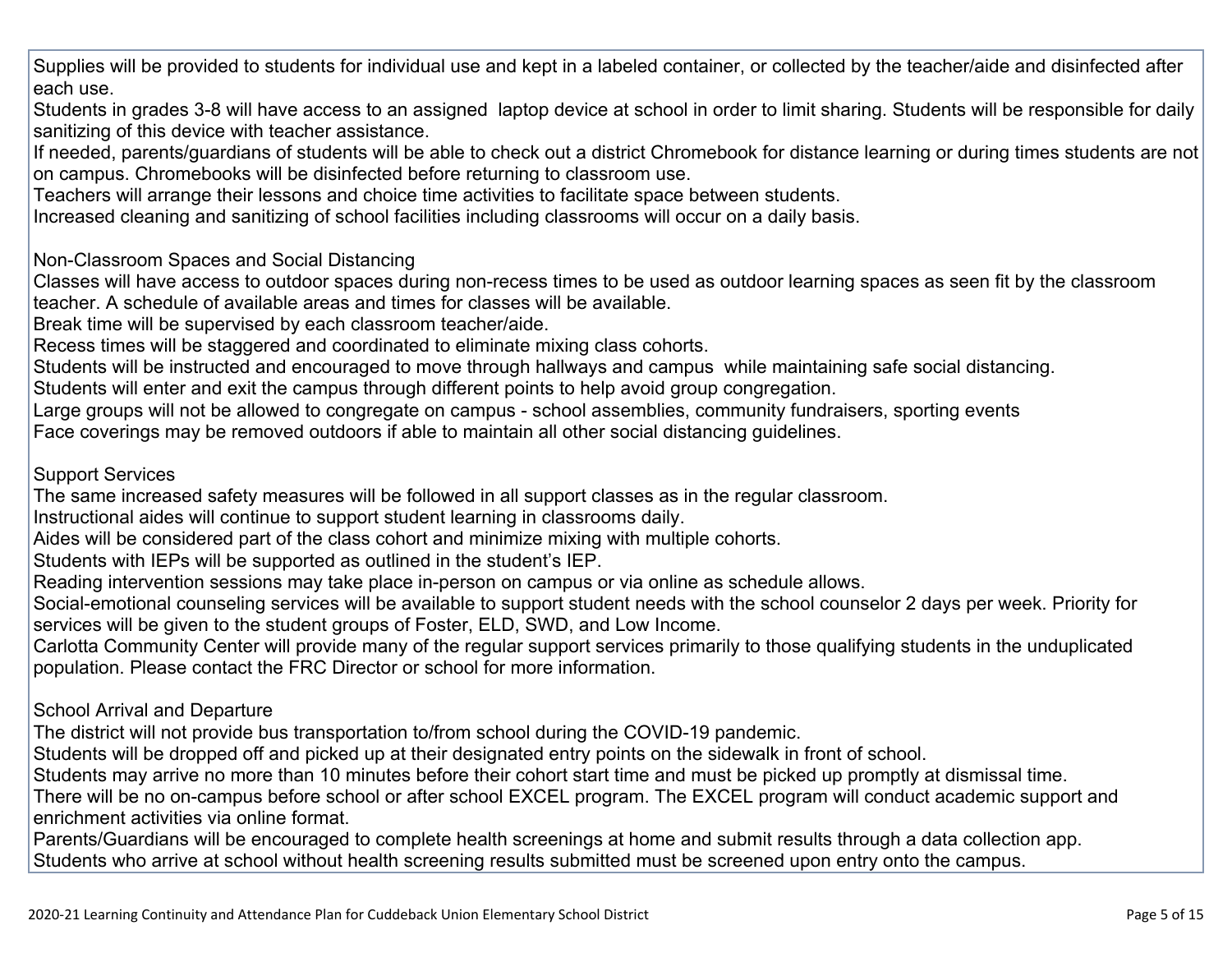Supplies will be provided to students for individual use and kept in a labeled container, or collected by the teacher/aide and disinfected after each use.
Students in grades 3-8 will have access to an assigned laptop device at school in order to limit sharing. Students will be responsible for daily sanitizing of this device with teacher assistance.
If needed, parents/guardians of students will be able to check out a district Chromebook for distance learning or during times students are not on campus. Chromebooks will be disinfected before returning to classroom use.
Teachers will arrange their lessons and choice time activities to facilitate space between students.
Increased cleaning and sanitizing of school facilities including classrooms will occur on a daily basis.

Non-Classroom Spaces and Social Distancing
Classes will have access to outdoor spaces during non-recess times to be used as outdoor learning spaces as seen fit by the classroom teacher. A schedule of available areas and times for classes will be available.
Break time will be supervised by each classroom teacher/aide.
Recess times will be staggered and coordinated to eliminate mixing class cohorts.
Students will be instructed and encouraged to move through hallways and campus while maintaining safe social distancing.
Students will enter and exit the campus through different points to help avoid group congregation.
Large groups will not be allowed to congregate on campus - school assemblies, community fundraisers, sporting events
Face coverings may be removed outdoors if able to maintain all other social distancing guidelines.

Support Services
The same increased safety measures will be followed in all support classes as in the regular classroom.
Instructional aides will continue to support student learning in classrooms daily.
Aides will be considered part of the class cohort and minimize mixing with multiple cohorts.
Students with IEPs will be supported as outlined in the student's IEP.
Reading intervention sessions may take place in-person on campus or via online as schedule allows.
Social-emotional counseling services will be available to support student needs with the school counselor 2 days per week. Priority for services will be given to the student groups of Foster, ELD, SWD, and Low Income.
Carlotta Community Center will provide many of the regular support services primarily to those qualifying students in the unduplicated population. Please contact the FRC Director or school for more information.

School Arrival and Departure
The district will not provide bus transportation to/from school during the COVID-19 pandemic.
Students will be dropped off and picked up at their designated entry points on the sidewalk in front of school.
Students may arrive no more than 10 minutes before their cohort start time and must be picked up promptly at dismissal time.
There will be no on-campus before school or after school EXCEL program. The EXCEL program will conduct academic support and enrichment activities via online format.
Parents/Guardians will be encouraged to complete health screenings at home and submit results through a data collection app.
Students who arrive at school without health screening results submitted must be screened upon entry onto the campus.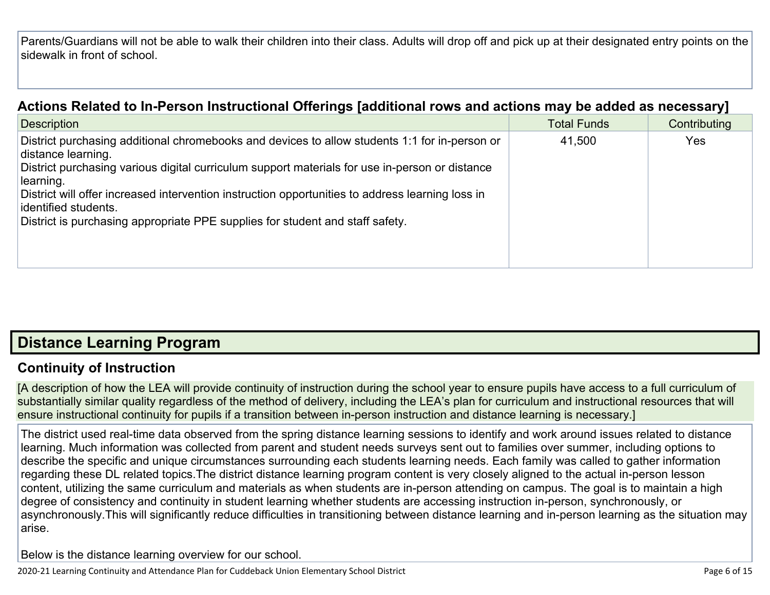Parents/Guardians will not be able to walk their children into their class. Adults will drop off and pick up at their designated entry points on the sidewalk in front of school.

### Actions Related to In-Person Instructional Offerings [additional rows and actions may be added as necessary]

| Description | Total Funds | Contributing |
|---|---|---|
| District purchasing additional chromebooks and devices to allow students 1:1 for in-person or distance learning.<br>District purchasing various digital curriculum support materials for use in-person or distance learning.<br>District will offer increased intervention instruction opportunities to address learning loss in identified students.<br>District is purchasing appropriate PPE supplies for student and staff safety. | 41,500 | Yes |

## Distance Learning Program

### Continuity of Instruction

[A description of how the LEA will provide continuity of instruction during the school year to ensure pupils have access to a full curriculum of substantially similar quality regardless of the method of delivery, including the LEA's plan for curriculum and instructional resources that will ensure instructional continuity for pupils if a transition between in-person instruction and distance learning is necessary.]

The district used real-time data observed from the spring distance learning sessions to identify and work around issues related to distance learning. Much information was collected from parent and student needs surveys sent out to families over summer, including options to describe the specific and unique circumstances surrounding each students learning needs. Each family was called to gather information regarding these DL related topics.The district distance learning program content is very closely aligned to the actual in-person lesson content, utilizing the same curriculum and materials as when students are in-person attending on campus. The goal is to maintain a high degree of consistency and continuity in student learning whether students are accessing instruction in-person, synchronously, or asynchronously.This will significantly reduce difficulties in transitioning between distance learning and in-person learning as the situation may arise.

Below is the distance learning overview for our school.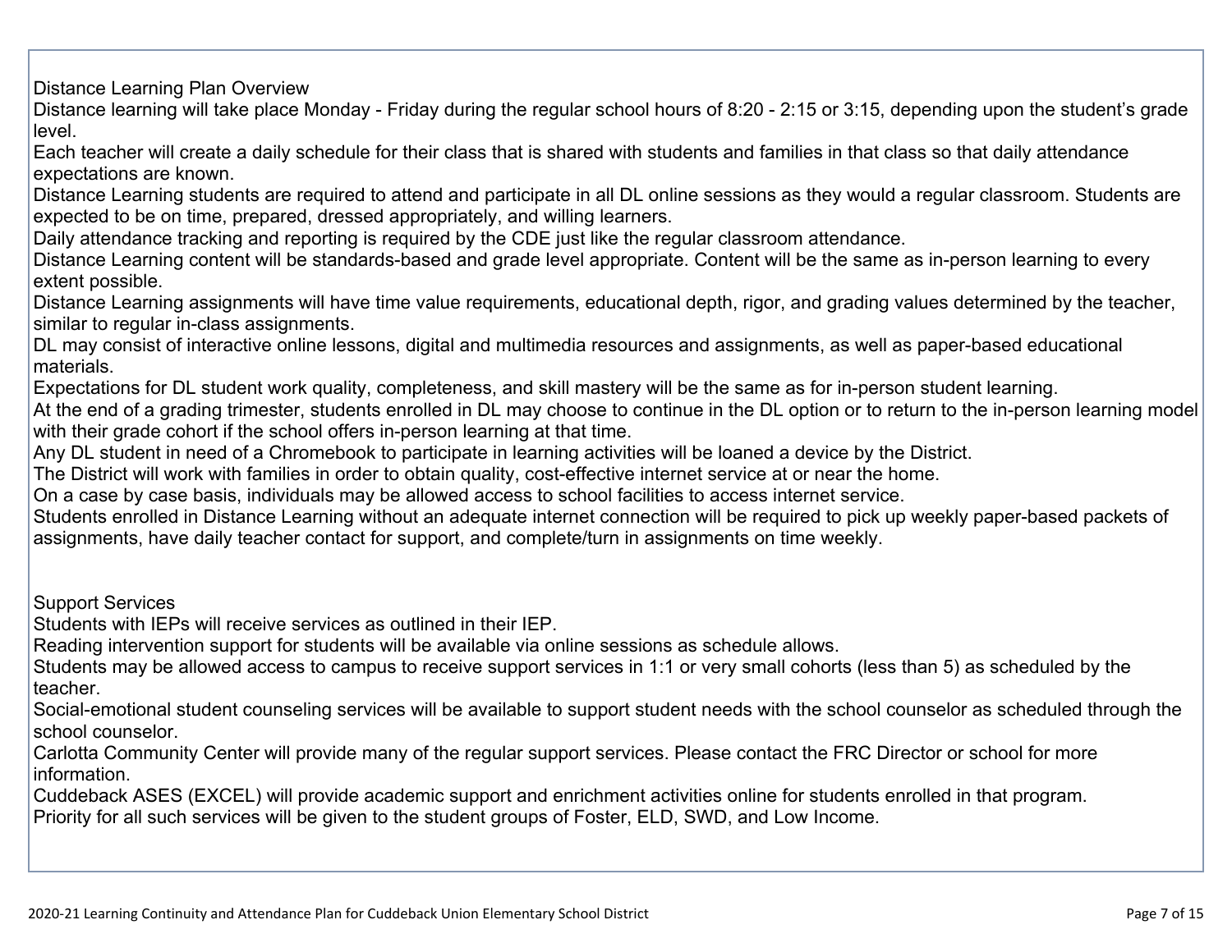Distance Learning Plan Overview

Distance learning will take place Monday - Friday during the regular school hours of 8:20 - 2:15 or 3:15, depending upon the student's grade level.

Each teacher will create a daily schedule for their class that is shared with students and families in that class so that daily attendance expectations are known.

Distance Learning students are required to attend and participate in all DL online sessions as they would a regular classroom. Students are expected to be on time, prepared, dressed appropriately, and willing learners.

Daily attendance tracking and reporting is required by the CDE just like the regular classroom attendance.

Distance Learning content will be standards-based and grade level appropriate. Content will be the same as in-person learning to every extent possible.

Distance Learning assignments will have time value requirements, educational depth, rigor, and grading values determined by the teacher, similar to regular in-class assignments.

DL may consist of interactive online lessons, digital and multimedia resources and assignments, as well as paper-based educational materials.

Expectations for DL student work quality, completeness, and skill mastery will be the same as for in-person student learning.

At the end of a grading trimester, students enrolled in DL may choose to continue in the DL option or to return to the in-person learning model with their grade cohort if the school offers in-person learning at that time.

Any DL student in need of a Chromebook to participate in learning activities will be loaned a device by the District.

The District will work with families in order to obtain quality, cost-effective internet service at or near the home.

On a case by case basis, individuals may be allowed access to school facilities to access internet service.

Students enrolled in Distance Learning without an adequate internet connection will be required to pick up weekly paper-based packets of assignments, have daily teacher contact for support, and complete/turn in assignments on time weekly.

Support Services

Students with IEPs will receive services as outlined in their IEP.

Reading intervention support for students will be available via online sessions as schedule allows.

Students may be allowed access to campus to receive support services in 1:1 or very small cohorts (less than 5) as scheduled by the teacher.

Social-emotional student counseling services will be available to support student needs with the school counselor as scheduled through the school counselor.

Carlotta Community Center will provide many of the regular support services. Please contact the FRC Director or school for more information.

Cuddeback ASES (EXCEL) will provide academic support and enrichment activities online for students enrolled in that program.

Priority for all such services will be given to the student groups of Foster, ELD, SWD, and Low Income.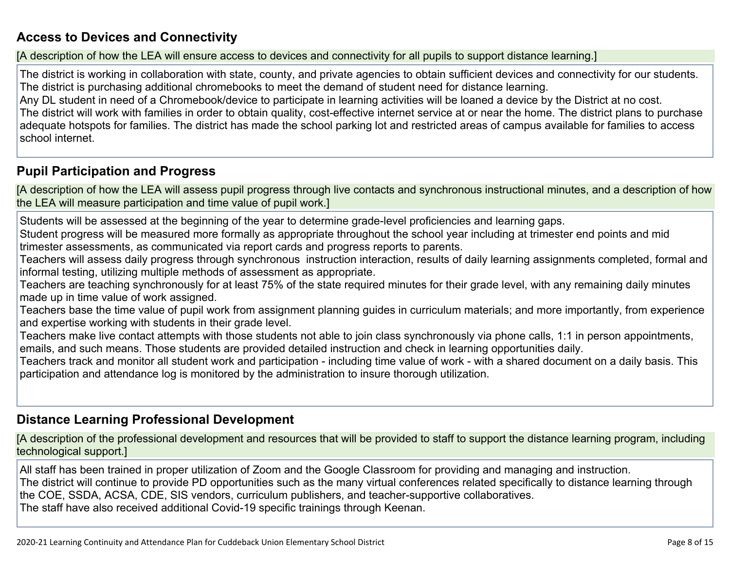## Access to Devices and Connectivity

[A description of how the LEA will ensure access to devices and connectivity for all pupils to support distance learning.]

The district is working in collaboration with state, county, and private agencies to obtain sufficient devices and connectivity for our students.
The district is purchasing additional chromebooks to meet the demand of student need for distance learning.
Any DL student in need of a Chromebook/device to participate in learning activities will be loaned a device by the District at no cost.
The district will work with families in order to obtain quality, cost-effective internet service at or near the home. The district plans to purchase adequate hotspots for families. The district has made the school parking lot and restricted areas of campus available for families to access school internet.

## Pupil Participation and Progress

[A description of how the LEA will assess pupil progress through live contacts and synchronous instructional minutes, and a description of how the LEA will measure participation and time value of pupil work.]

Students will be assessed at the beginning of the year to determine grade-level proficiencies and learning gaps.
Student progress will be measured more formally as appropriate throughout the school year including at trimester end points and mid trimester assessments, as communicated via report cards and progress reports to parents.
Teachers will assess daily progress through synchronous instruction interaction, results of daily learning assignments completed, formal and informal testing, utilizing multiple methods of assessment as appropriate.
Teachers are teaching synchronously for at least 75% of the state required minutes for their grade level, with any remaining daily minutes made up in time value of work assigned.
Teachers base the time value of pupil work from assignment planning guides in curriculum materials; and more importantly, from experience and expertise working with students in their grade level.
Teachers make live contact attempts with those students not able to join class synchronously via phone calls, 1:1 in person appointments, emails, and such means. Those students are provided detailed instruction and check in learning opportunities daily.
Teachers track and monitor all student work and participation - including time value of work - with a shared document on a daily basis. This participation and attendance log is monitored by the administration to insure thorough utilization.

## Distance Learning Professional Development

[A description of the professional development and resources that will be provided to staff to support the distance learning program, including technological support.]

All staff has been trained in proper utilization of Zoom and the Google Classroom for providing and managing and instruction.
The district will continue to provide PD opportunities such as the many virtual conferences related specifically to distance learning through the COE, SSDA, ACSA, CDE, SIS vendors, curriculum publishers, and teacher-supportive collaboratives.
The staff have also received additional Covid-19 specific trainings through Keenan.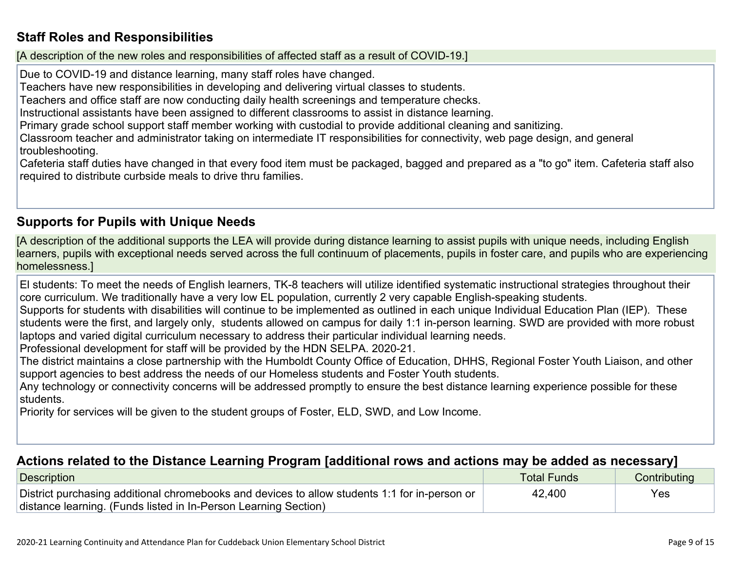## Staff Roles and Responsibilities

[A description of the new roles and responsibilities of affected staff as a result of COVID-19.]

Due to COVID-19 and distance learning, many staff roles have changed.
Teachers have new responsibilities in developing and delivering virtual classes to students.
Teachers and office staff are now conducting daily health screenings and temperature checks.
Instructional assistants have been assigned to different classrooms to assist in distance learning.
Primary grade school support staff member working with custodial to provide additional cleaning and sanitizing.
Classroom teacher and administrator taking on intermediate IT responsibilities for connectivity, web page design, and general troubleshooting.
Cafeteria staff duties have changed in that every food item must be packaged, bagged and prepared as a "to go" item. Cafeteria staff also required to distribute curbside meals to drive thru families.

## Supports for Pupils with Unique Needs

[A description of the additional supports the LEA will provide during distance learning to assist pupils with unique needs, including English learners, pupils with exceptional needs served across the full continuum of placements, pupils in foster care, and pupils who are experiencing homelessness.]

El students: To meet the needs of English learners, TK-8 teachers will utilize identified systematic instructional strategies throughout their core curriculum. We traditionally have a very low EL population, currently 2 very capable English-speaking students.
Supports for students with disabilities will continue to be implemented as outlined in each unique Individual Education Plan (IEP). These students were the first, and largely only, students allowed on campus for daily 1:1 in-person learning. SWD are provided with more robust laptops and varied digital curriculum necessary to address their particular individual learning needs.
Professional development for staff will be provided by the HDN SELPA. 2020-21.
The district maintains a close partnership with the Humboldt County Office of Education, DHHS, Regional Foster Youth Liaison, and other support agencies to best address the needs of our Homeless students and Foster Youth students.
Any technology or connectivity concerns will be addressed promptly to ensure the best distance learning experience possible for these students.
Priority for services will be given to the student groups of Foster, ELD, SWD, and Low Income.

## Actions related to the Distance Learning Program [additional rows and actions may be added as necessary]

| Description | Total Funds | Contributing |
|---|---|---|
| District purchasing additional chromebooks and devices to allow students 1:1 for in-person or distance learning. (Funds listed in In-Person Learning Section) | 42,400 | Yes |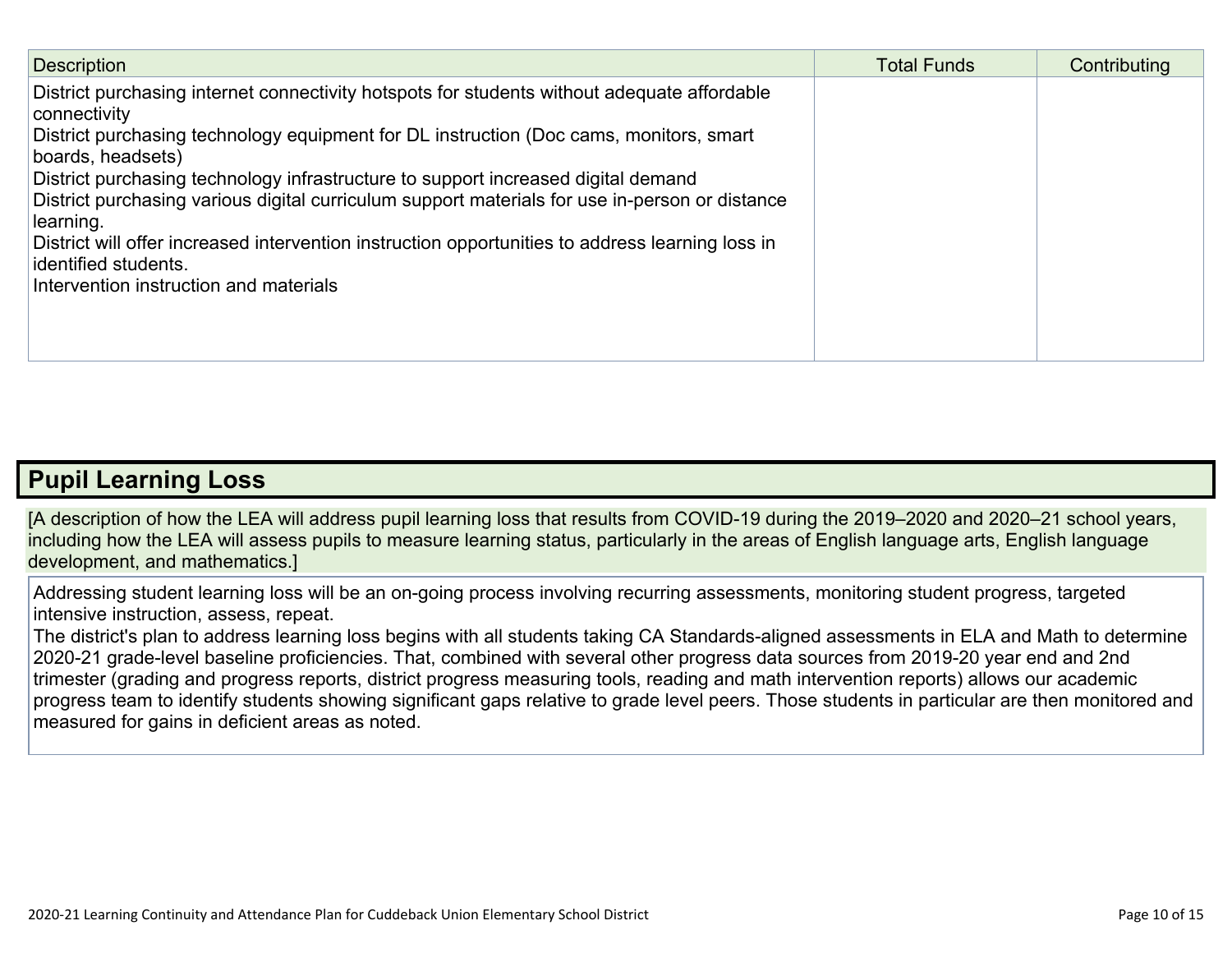| Description | Total Funds | Contributing |
| --- | --- | --- |
| District purchasing internet connectivity hotspots for students without adequate affordable connectivity<br>District purchasing technology equipment for DL instruction (Doc cams, monitors, smart boards, headsets)<br>District purchasing technology infrastructure to support increased digital demand<br>District purchasing various digital curriculum support materials for use in-person or distance learning.<br>District will offer increased intervention instruction opportunities to address learning loss in identified students.<br>Intervention instruction and materials | | |

## Pupil Learning Loss

[A description of how the LEA will address pupil learning loss that results from COVID-19 during the 2019–2020 and 2020–21 school years, including how the LEA will assess pupils to measure learning status, particularly in the areas of English language arts, English language development, and mathematics.]

Addressing student learning loss will be an on-going process involving recurring assessments, monitoring student progress, targeted intensive instruction, assess, repeat.
The district's plan to address learning loss begins with all students taking CA Standards-aligned assessments in ELA and Math to determine 2020-21 grade-level baseline proficiencies. That, combined with several other progress data sources from 2019-20 year end and 2nd trimester (grading and progress reports, district progress measuring tools, reading and math intervention reports) allows our academic progress team to identify students showing significant gaps relative to grade level peers. Those students in particular are then monitored and measured for gains in deficient areas as noted.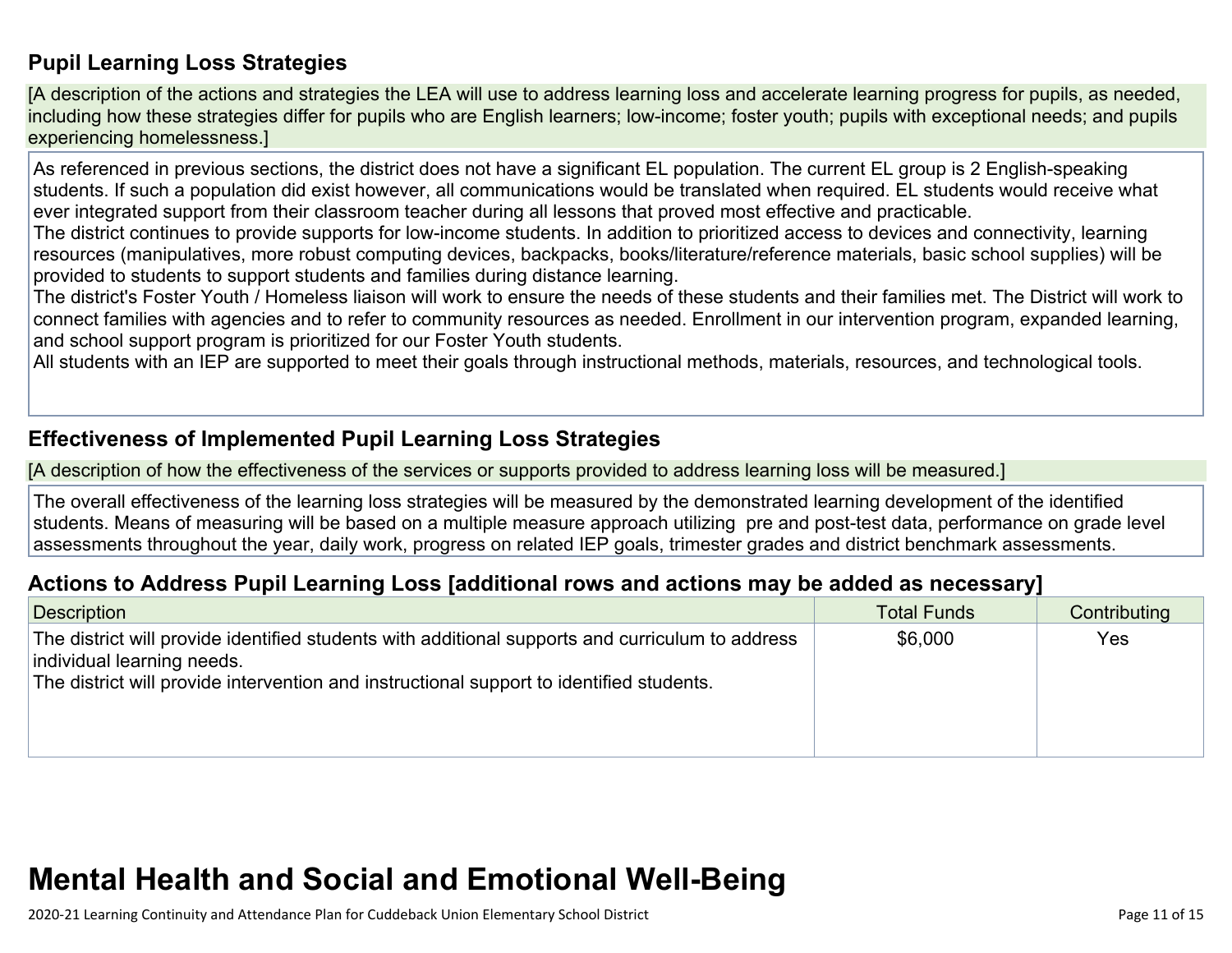### Pupil Learning Loss Strategies

[A description of the actions and strategies the LEA will use to address learning loss and accelerate learning progress for pupils, as needed, including how these strategies differ for pupils who are English learners; low-income; foster youth; pupils with exceptional needs; and pupils experiencing homelessness.]

As referenced in previous sections, the district does not have a significant EL population. The current EL group is 2 English-speaking students. If such a population did exist however, all communications would be translated when required. EL students would receive what ever integrated support from their classroom teacher during all lessons that proved most effective and practicable.
The district continues to provide supports for low-income students. In addition to prioritized access to devices and connectivity, learning resources (manipulatives, more robust computing devices, backpacks, books/literature/reference materials, basic school supplies) will be provided to students to support students and families during distance learning.
The district's Foster Youth / Homeless liaison will work to ensure the needs of these students and their families met. The District will work to connect families with agencies and to refer to community resources as needed. Enrollment in our intervention program, expanded learning, and school support program is prioritized for our Foster Youth students.
All students with an IEP are supported to meet their goals through instructional methods, materials, resources, and technological tools.

### Effectiveness of Implemented Pupil Learning Loss Strategies

[A description of how the effectiveness of the services or supports provided to address learning loss will be measured.]

The overall effectiveness of the learning loss strategies will be measured by the demonstrated learning development of the identified students. Means of measuring will be based on a multiple measure approach utilizing pre and post-test data, performance on grade level assessments throughout the year, daily work, progress on related IEP goals, trimester grades and district benchmark assessments.

### Actions to Address Pupil Learning Loss [additional rows and actions may be added as necessary]

| Description | Total Funds | Contributing |
|---|---|---|
| The district will provide identified students with additional supports and curriculum to address individual learning needs.<br>The district will provide intervention and instructional support to identified students. | $6,000 | Yes |

# Mental Health and Social and Emotional Well-Being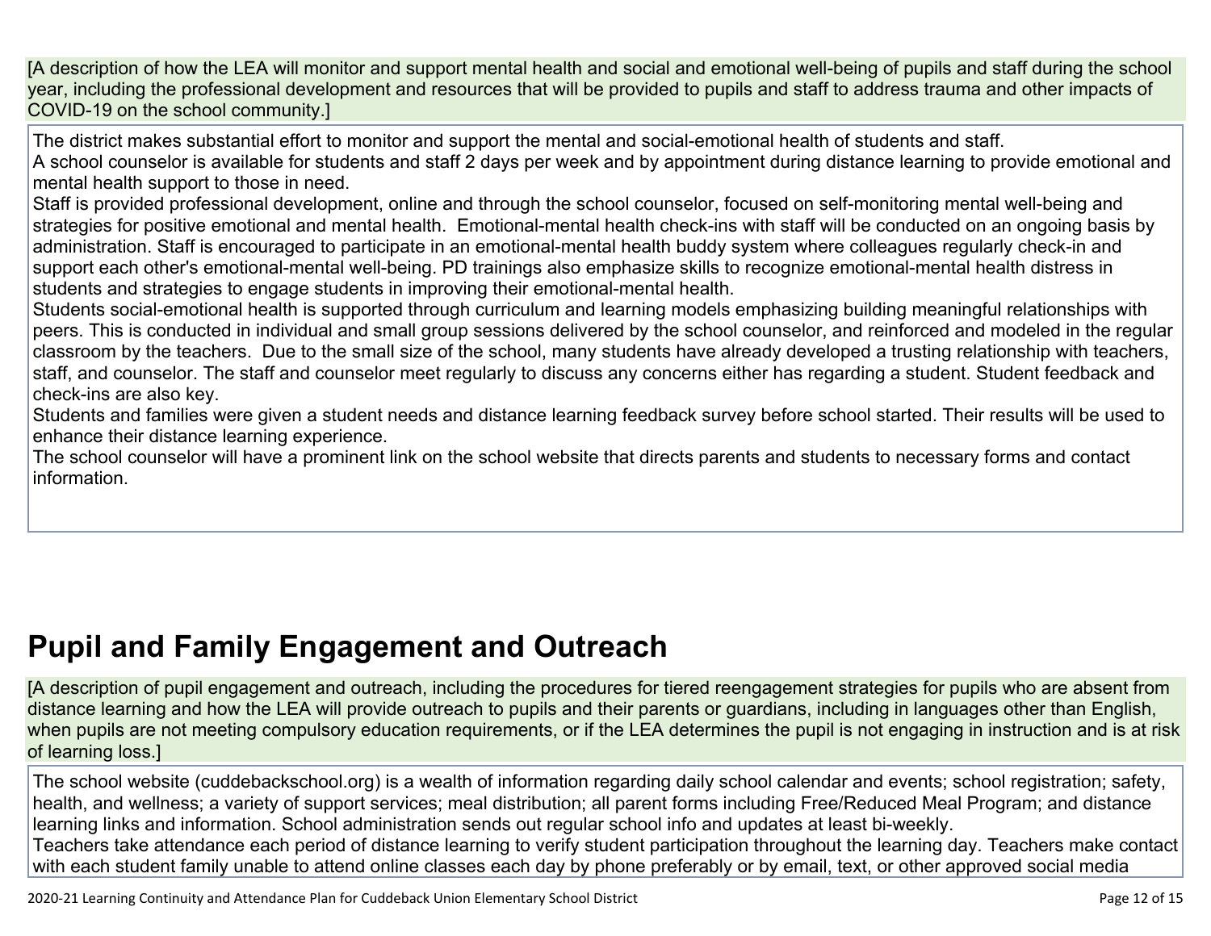[A description of how the LEA will monitor and support mental health and social and emotional well-being of pupils and staff during the school year, including the professional development and resources that will be provided to pupils and staff to address trauma and other impacts of COVID-19 on the school community.]

The district makes substantial effort to monitor and support the mental and social-emotional health of students and staff.
A school counselor is available for students and staff 2 days per week and by appointment during distance learning to provide emotional and mental health support to those in need.
Staff is provided professional development, online and through the school counselor, focused on self-monitoring mental well-being and strategies for positive emotional and mental health. Emotional-mental health check-ins with staff will be conducted on an ongoing basis by administration. Staff is encouraged to participate in an emotional-mental health buddy system where colleagues regularly check-in and support each other's emotional-mental well-being. PD trainings also emphasize skills to recognize emotional-mental health distress in students and strategies to engage students in improving their emotional-mental health.
Students social-emotional health is supported through curriculum and learning models emphasizing building meaningful relationships with peers. This is conducted in individual and small group sessions delivered by the school counselor, and reinforced and modeled in the regular classroom by the teachers. Due to the small size of the school, many students have already developed a trusting relationship with teachers, staff, and counselor. The staff and counselor meet regularly to discuss any concerns either has regarding a student. Student feedback and check-ins are also key.
Students and families were given a student needs and distance learning feedback survey before school started. Their results will be used to enhance their distance learning experience.
The school counselor will have a prominent link on the school website that directs parents and students to necessary forms and contact information.

## Pupil and Family Engagement and Outreach

[A description of pupil engagement and outreach, including the procedures for tiered reengagement strategies for pupils who are absent from distance learning and how the LEA will provide outreach to pupils and their parents or guardians, including in languages other than English, when pupils are not meeting compulsory education requirements, or if the LEA determines the pupil is not engaging in instruction and is at risk of learning loss.]

The school website (cuddebackschool.org) is a wealth of information regarding daily school calendar and events; school registration; safety, health, and wellness; a variety of support services; meal distribution; all parent forms including Free/Reduced Meal Program; and distance learning links and information. School administration sends out regular school info and updates at least bi-weekly.
Teachers take attendance each period of distance learning to verify student participation throughout the learning day. Teachers make contact with each student family unable to attend online classes each day by phone preferably or by email, text, or other approved social media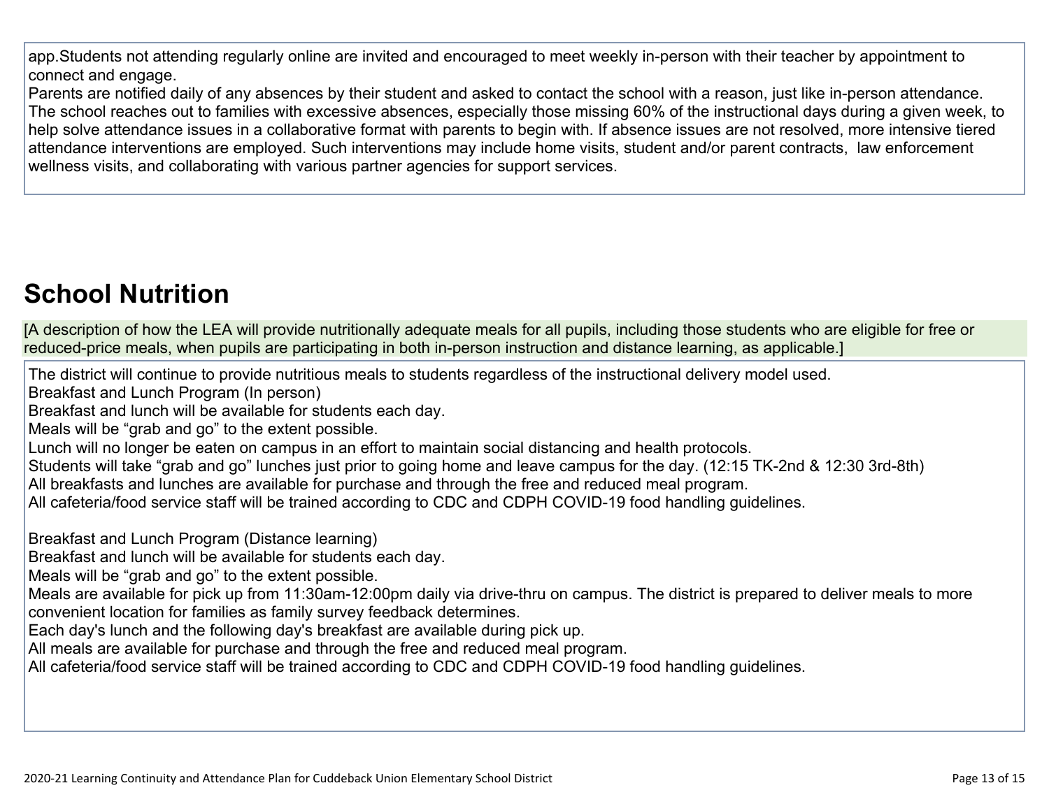app.Students not attending regularly online are invited and encouraged to meet weekly in-person with their teacher by appointment to connect and engage.
Parents are notified daily of any absences by their student and asked to contact the school with a reason, just like in-person attendance. The school reaches out to families with excessive absences, especially those missing 60% of the instructional days during a given week, to help solve attendance issues in a collaborative format with parents to begin with. If absence issues are not resolved, more intensive tiered attendance interventions are employed. Such interventions may include home visits, student and/or parent contracts, law enforcement wellness visits, and collaborating with various partner agencies for support services.

## School Nutrition

[A description of how the LEA will provide nutritionally adequate meals for all pupils, including those students who are eligible for free or reduced-price meals, when pupils are participating in both in-person instruction and distance learning, as applicable.]

The district will continue to provide nutritious meals to students regardless of the instructional delivery model used.
Breakfast and Lunch Program (In person)
Breakfast and lunch will be available for students each day.
Meals will be “grab and go” to the extent possible.
Lunch will no longer be eaten on campus in an effort to maintain social distancing and health protocols.
Students will take “grab and go” lunches just prior to going home and leave campus for the day. (12:15 TK-2nd & 12:30 3rd-8th)
All breakfasts and lunches are available for purchase and through the free and reduced meal program.
All cafeteria/food service staff will be trained according to CDC and CDPH COVID-19 food handling guidelines.

Breakfast and Lunch Program (Distance learning)
Breakfast and lunch will be available for students each day.
Meals will be “grab and go” to the extent possible.
Meals are available for pick up from 11:30am-12:00pm daily via drive-thru on campus. The district is prepared to deliver meals to more convenient location for families as family survey feedback determines.
Each day's lunch and the following day's breakfast are available during pick up.
All meals are available for purchase and through the free and reduced meal program.
All cafeteria/food service staff will be trained according to CDC and CDPH COVID-19 food handling guidelines.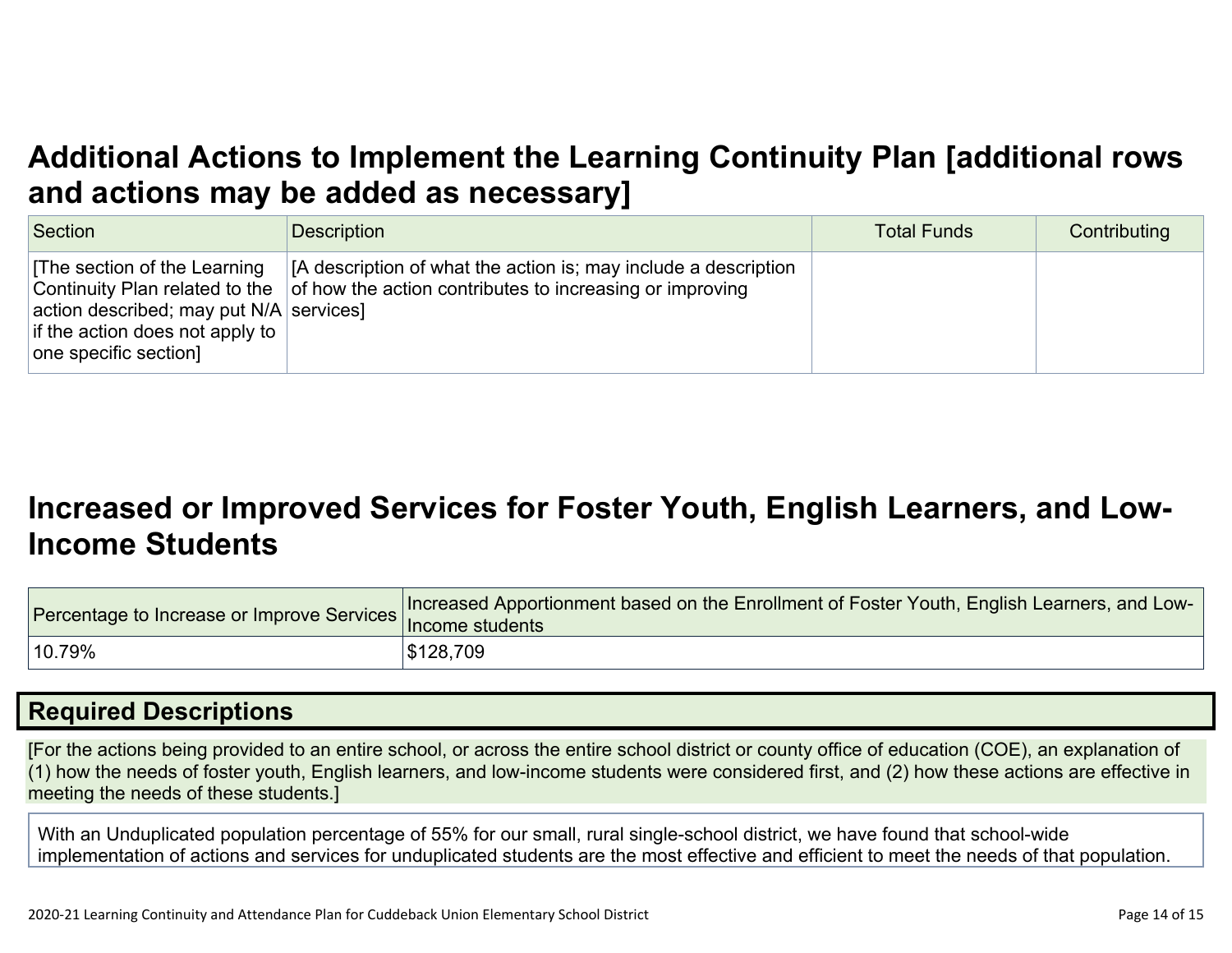# Additional Actions to Implement the Learning Continuity Plan [additional rows and actions may be added as necessary]

| Section | Description | Total Funds | Contributing |
|---|---|---|---|
| [The section of the Learning Continuity Plan related to the action described; may put N/A if the action does not apply to one specific section] | [A description of what the action is; may include a description of how the action contributes to increasing or improving services] | | |

# Increased or Improved Services for Foster Youth, English Learners, and Low-Income Students

| Percentage to Increase or Improve Services | Increased Apportionment based on the Enrollment of Foster Youth, English Learners, and Low-Income students |
|---|---|
| 10.79% | $128,709 |

## Required Descriptions

[For the actions being provided to an entire school, or across the entire school district or county office of education (COE), an explanation of (1) how the needs of foster youth, English learners, and low-income students were considered first, and (2) how these actions are effective in meeting the needs of these students.]

With an Unduplicated population percentage of 55% for our small, rural single-school district, we have found that school-wide implementation of actions and services for unduplicated students are the most effective and efficient to meet the needs of that population.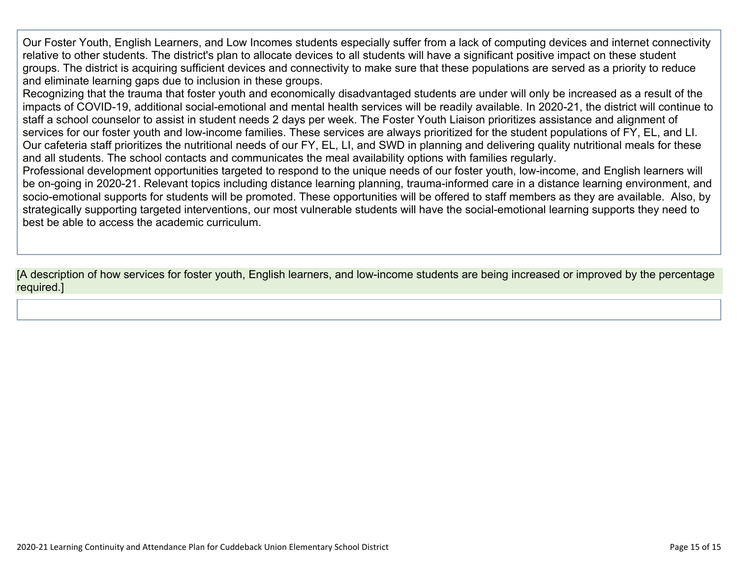Our Foster Youth, English Learners, and Low Incomes students especially suffer from a lack of computing devices and internet connectivity relative to other students. The district's plan to allocate devices to all students will have a significant positive impact on these student groups. The district is acquiring sufficient devices and connectivity to make sure that these populations are served as a priority to reduce and eliminate learning gaps due to inclusion in these groups.
Recognizing that the trauma that foster youth and economically disadvantaged students are under will only be increased as a result of the impacts of COVID-19, additional social-emotional and mental health services will be readily available. In 2020-21, the district will continue to staff a school counselor to assist in student needs 2 days per week. The Foster Youth Liaison prioritizes assistance and alignment of services for our foster youth and low-income families. These services are always prioritized for the student populations of FY, EL, and LI. Our cafeteria staff prioritizes the nutritional needs of our FY, EL, LI, and SWD in planning and delivering quality nutritional meals for these and all students. The school contacts and communicates the meal availability options with families regularly.
Professional development opportunities targeted to respond to the unique needs of our foster youth, low-income, and English learners will be on-going in 2020-21. Relevant topics including distance learning planning, trauma-informed care in a distance learning environment, and socio-emotional supports for students will be promoted. These opportunities will be offered to staff members as they are available. Also, by strategically supporting targeted interventions, our most vulnerable students will have the social-emotional learning supports they need to best be able to access the academic curriculum.

[A description of how services for foster youth, English learners, and low-income students are being increased or improved by the percentage required.]